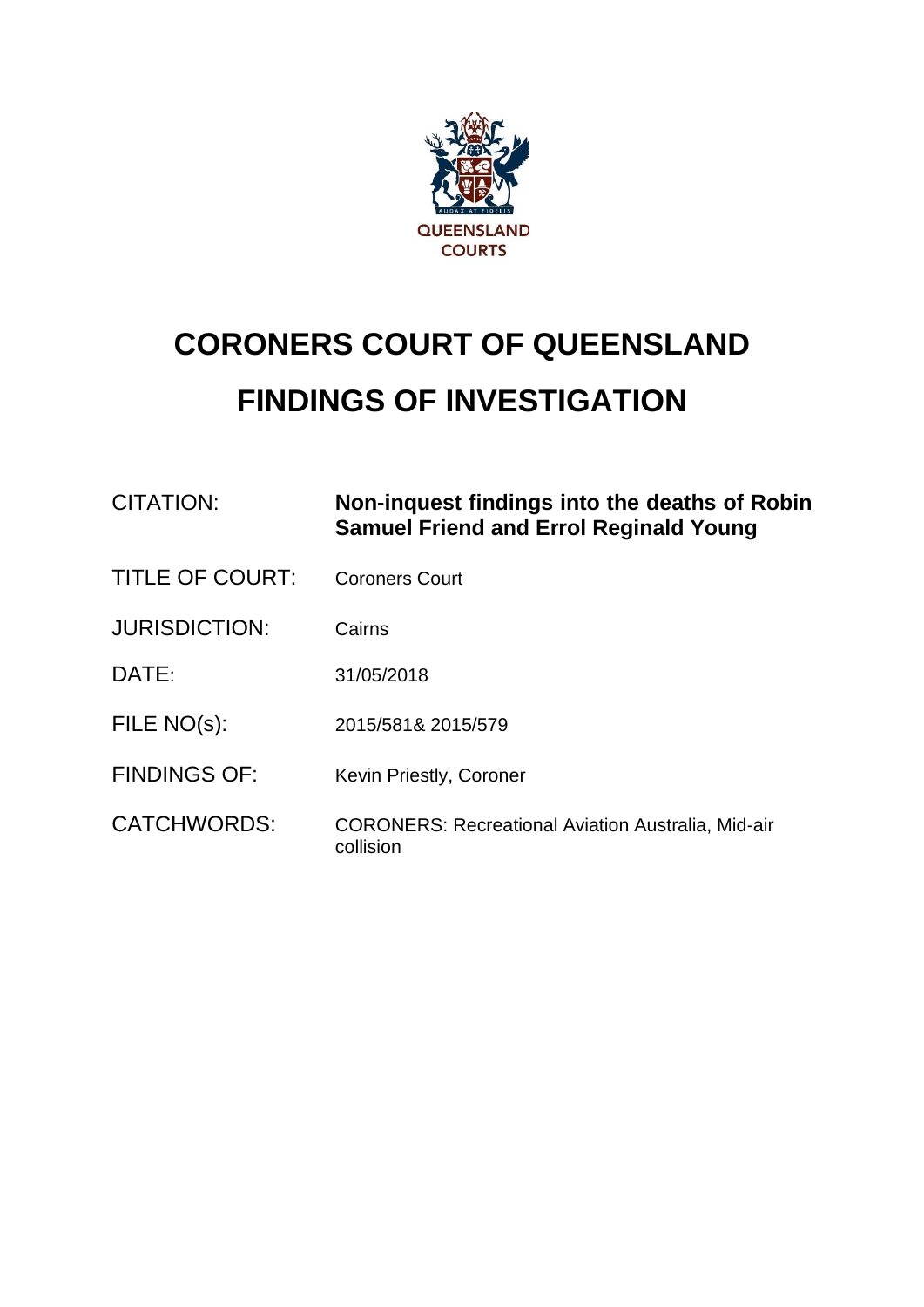QUEENSLAND COURTS

# CORONERS COURT OF QUEENSLAND

# FINDINGS OF INVESTIGATION

| | |
|---|---|
| CITATION: | **Non-inquest findings into the deaths of Robin Samuel Friend and Errol Reginald Young** |
| TITLE OF COURT: | Coroners Court |
| JURISDICTION: | Cairns |
| DATE: | 31/05/2018 |
| FILE NO(s): | 2015/581& 2015/579 |
| FINDINGS OF: | Kevin Priestly, Coroner |
| CATCHWORDS: | CORONERS: Recreational Aviation Australia, Mid-air collision |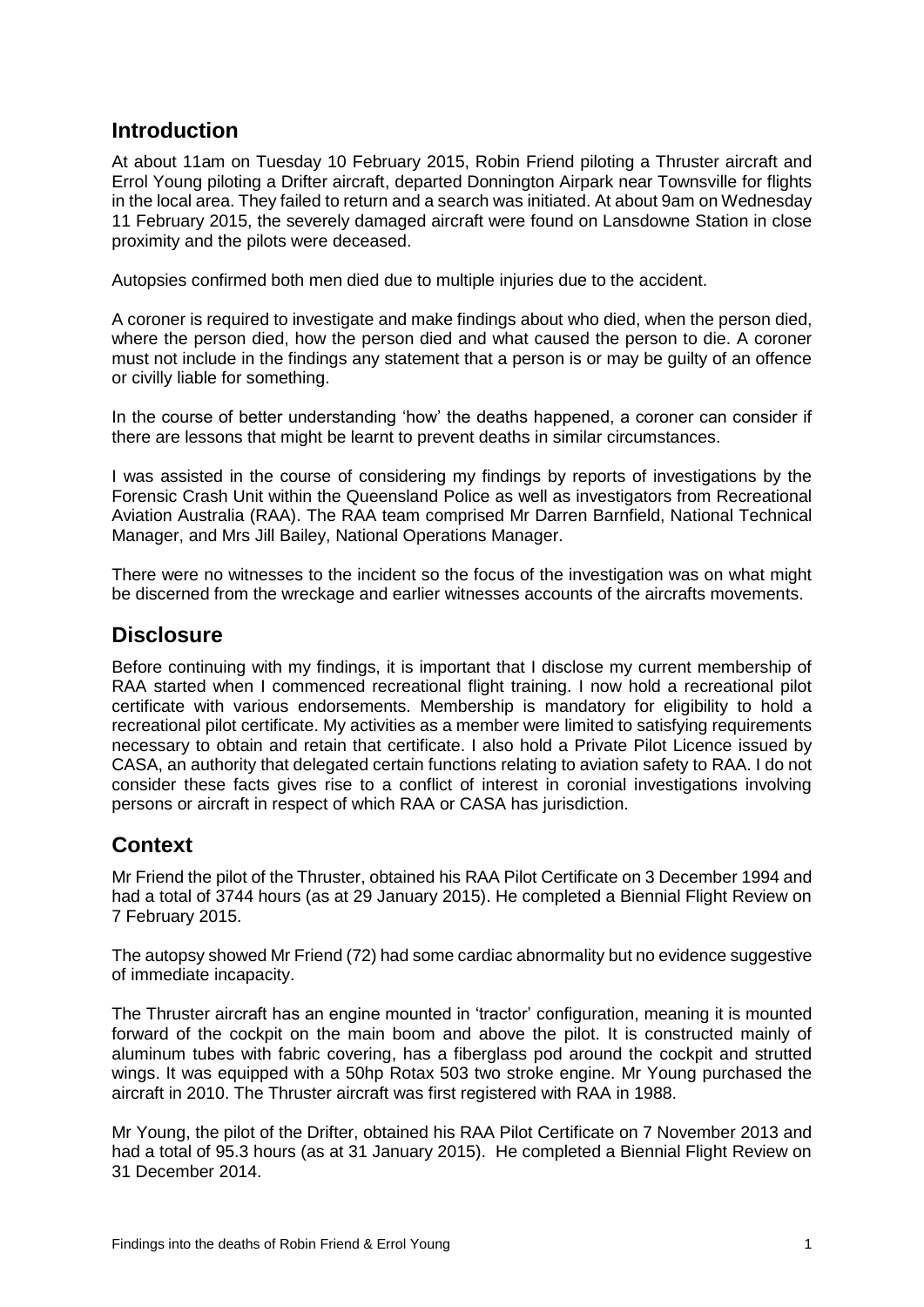## Introduction

At about 11am on Tuesday 10 February 2015, Robin Friend piloting a Thruster aircraft and Errol Young piloting a Drifter aircraft, departed Donnington Airpark near Townsville for flights in the local area. They failed to return and a search was initiated. At about 9am on Wednesday 11 February 2015, the severely damaged aircraft were found on Lansdowne Station in close proximity and the pilots were deceased.

Autopsies confirmed both men died due to multiple injuries due to the accident.

A coroner is required to investigate and make findings about who died, when the person died, where the person died, how the person died and what caused the person to die. A coroner must not include in the findings any statement that a person is or may be guilty of an offence or civilly liable for something.

In the course of better understanding 'how' the deaths happened, a coroner can consider if there are lessons that might be learnt to prevent deaths in similar circumstances.

I was assisted in the course of considering my findings by reports of investigations by the Forensic Crash Unit within the Queensland Police as well as investigators from Recreational Aviation Australia (RAA). The RAA team comprised Mr Darren Barnfield, National Technical Manager, and Mrs Jill Bailey, National Operations Manager.

There were no witnesses to the incident so the focus of the investigation was on what might be discerned from the wreckage and earlier witnesses accounts of the aircrafts movements.

## Disclosure

Before continuing with my findings, it is important that I disclose my current membership of RAA started when I commenced recreational flight training. I now hold a recreational pilot certificate with various endorsements. Membership is mandatory for eligibility to hold a recreational pilot certificate. My activities as a member were limited to satisfying requirements necessary to obtain and retain that certificate. I also hold a Private Pilot Licence issued by CASA, an authority that delegated certain functions relating to aviation safety to RAA. I do not consider these facts gives rise to a conflict of interest in coronial investigations involving persons or aircraft in respect of which RAA or CASA has jurisdiction.

## Context

Mr Friend the pilot of the Thruster, obtained his RAA Pilot Certificate on 3 December 1994 and had a total of 3744 hours (as at 29 January 2015). He completed a Biennial Flight Review on 7 February 2015.

The autopsy showed Mr Friend (72) had some cardiac abnormality but no evidence suggestive of immediate incapacity.

The Thruster aircraft has an engine mounted in 'tractor' configuration, meaning it is mounted forward of the cockpit on the main boom and above the pilot. It is constructed mainly of aluminum tubes with fabric covering, has a fiberglass pod around the cockpit and strutted wings. It was equipped with a 50hp Rotax 503 two stroke engine. Mr Young purchased the aircraft in 2010. The Thruster aircraft was first registered with RAA in 1988.

Mr Young, the pilot of the Drifter, obtained his RAA Pilot Certificate on 7 November 2013 and had a total of 95.3 hours (as at 31 January 2015). He completed a Biennial Flight Review on 31 December 2014.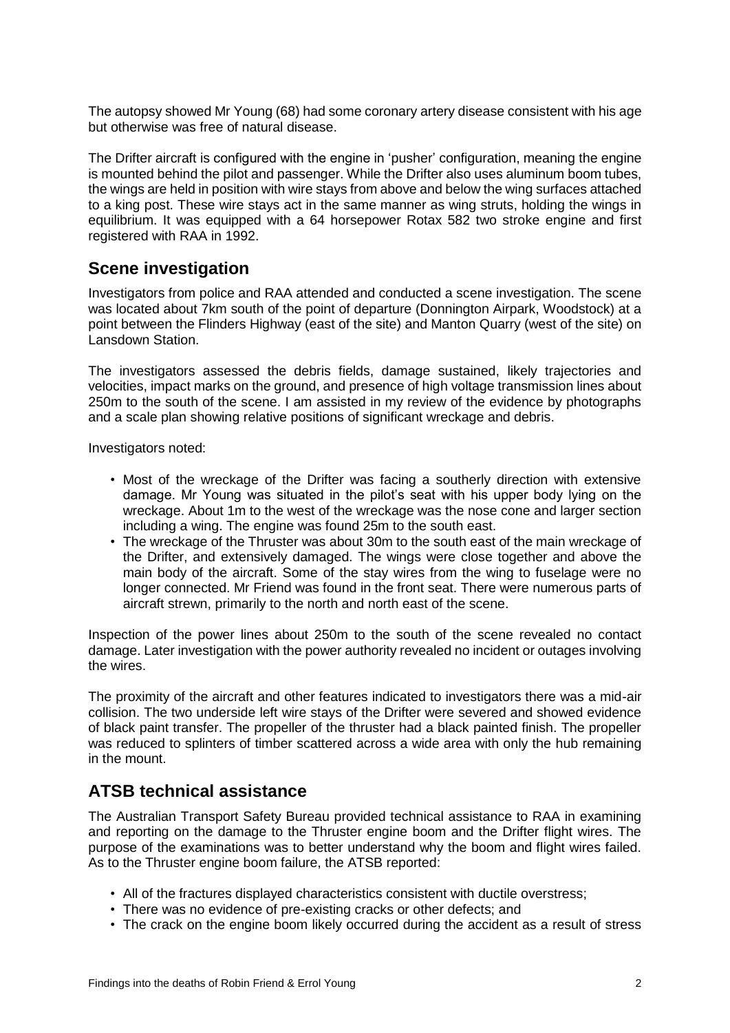The autopsy showed Mr Young (68) had some coronary artery disease consistent with his age but otherwise was free of natural disease.

The Drifter aircraft is configured with the engine in 'pusher' configuration, meaning the engine is mounted behind the pilot and passenger. While the Drifter also uses aluminum boom tubes, the wings are held in position with wire stays from above and below the wing surfaces attached to a king post. These wire stays act in the same manner as wing struts, holding the wings in equilibrium. It was equipped with a 64 horsepower Rotax 582 two stroke engine and first registered with RAA in 1992.

## Scene investigation

Investigators from police and RAA attended and conducted a scene investigation. The scene was located about 7km south of the point of departure (Donnington Airpark, Woodstock) at a point between the Flinders Highway (east of the site) and Manton Quarry (west of the site) on Lansdown Station.

The investigators assessed the debris fields, damage sustained, likely trajectories and velocities, impact marks on the ground, and presence of high voltage transmission lines about 250m to the south of the scene. I am assisted in my review of the evidence by photographs and a scale plan showing relative positions of significant wreckage and debris.

Investigators noted:

- Most of the wreckage of the Drifter was facing a southerly direction with extensive damage. Mr Young was situated in the pilot's seat with his upper body lying on the wreckage. About 1m to the west of the wreckage was the nose cone and larger section including a wing. The engine was found 25m to the south east.
- The wreckage of the Thruster was about 30m to the south east of the main wreckage of the Drifter, and extensively damaged. The wings were close together and above the main body of the aircraft. Some of the stay wires from the wing to fuselage were no longer connected. Mr Friend was found in the front seat. There were numerous parts of aircraft strewn, primarily to the north and north east of the scene.

Inspection of the power lines about 250m to the south of the scene revealed no contact damage. Later investigation with the power authority revealed no incident or outages involving the wires.

The proximity of the aircraft and other features indicated to investigators there was a mid-air collision. The two underside left wire stays of the Drifter were severed and showed evidence of black paint transfer. The propeller of the thruster had a black painted finish. The propeller was reduced to splinters of timber scattered across a wide area with only the hub remaining in the mount.

## ATSB technical assistance

The Australian Transport Safety Bureau provided technical assistance to RAA in examining and reporting on the damage to the Thruster engine boom and the Drifter flight wires. The purpose of the examinations was to better understand why the boom and flight wires failed. As to the Thruster engine boom failure, the ATSB reported:

- All of the fractures displayed characteristics consistent with ductile overstress;
- There was no evidence of pre-existing cracks or other defects; and
- The crack on the engine boom likely occurred during the accident as a result of stress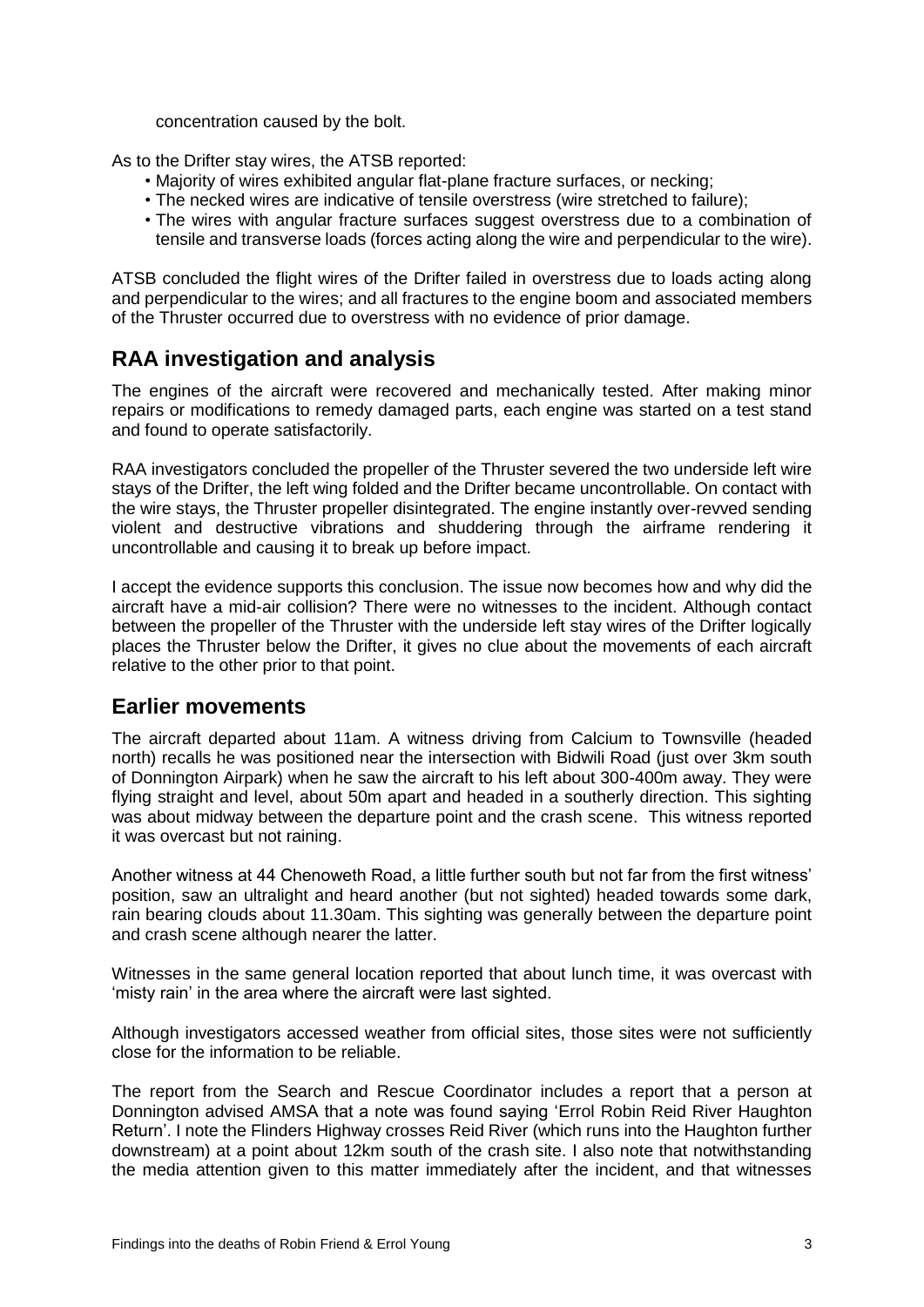concentration caused by the bolt.

As to the Drifter stay wires, the ATSB reported:

- Majority of wires exhibited angular flat-plane fracture surfaces, or necking;
- The necked wires are indicative of tensile overstress (wire stretched to failure);
- The wires with angular fracture surfaces suggest overstress due to a combination of tensile and transverse loads (forces acting along the wire and perpendicular to the wire).

ATSB concluded the flight wires of the Drifter failed in overstress due to loads acting along and perpendicular to the wires; and all fractures to the engine boom and associated members of the Thruster occurred due to overstress with no evidence of prior damage.

## RAA investigation and analysis

The engines of the aircraft were recovered and mechanically tested. After making minor repairs or modifications to remedy damaged parts, each engine was started on a test stand and found to operate satisfactorily.

RAA investigators concluded the propeller of the Thruster severed the two underside left wire stays of the Drifter, the left wing folded and the Drifter became uncontrollable. On contact with the wire stays, the Thruster propeller disintegrated. The engine instantly over-revved sending violent and destructive vibrations and shuddering through the airframe rendering it uncontrollable and causing it to break up before impact.

I accept the evidence supports this conclusion. The issue now becomes how and why did the aircraft have a mid-air collision? There were no witnesses to the incident. Although contact between the propeller of the Thruster with the underside left stay wires of the Drifter logically places the Thruster below the Drifter, it gives no clue about the movements of each aircraft relative to the other prior to that point.

## Earlier movements

The aircraft departed about 11am. A witness driving from Calcium to Townsville (headed north) recalls he was positioned near the intersection with Bidwili Road (just over 3km south of Donnington Airpark) when he saw the aircraft to his left about 300-400m away. They were flying straight and level, about 50m apart and headed in a southerly direction. This sighting was about midway between the departure point and the crash scene. This witness reported it was overcast but not raining.

Another witness at 44 Chenoweth Road, a little further south but not far from the first witness' position, saw an ultralight and heard another (but not sighted) headed towards some dark, rain bearing clouds about 11.30am. This sighting was generally between the departure point and crash scene although nearer the latter.

Witnesses in the same general location reported that about lunch time, it was overcast with 'misty rain' in the area where the aircraft were last sighted.

Although investigators accessed weather from official sites, those sites were not sufficiently close for the information to be reliable.

The report from the Search and Rescue Coordinator includes a report that a person at Donnington advised AMSA that a note was found saying 'Errol Robin Reid River Haughton Return'. I note the Flinders Highway crosses Reid River (which runs into the Haughton further downstream) at a point about 12km south of the crash site. I also note that notwithstanding the media attention given to this matter immediately after the incident, and that witnesses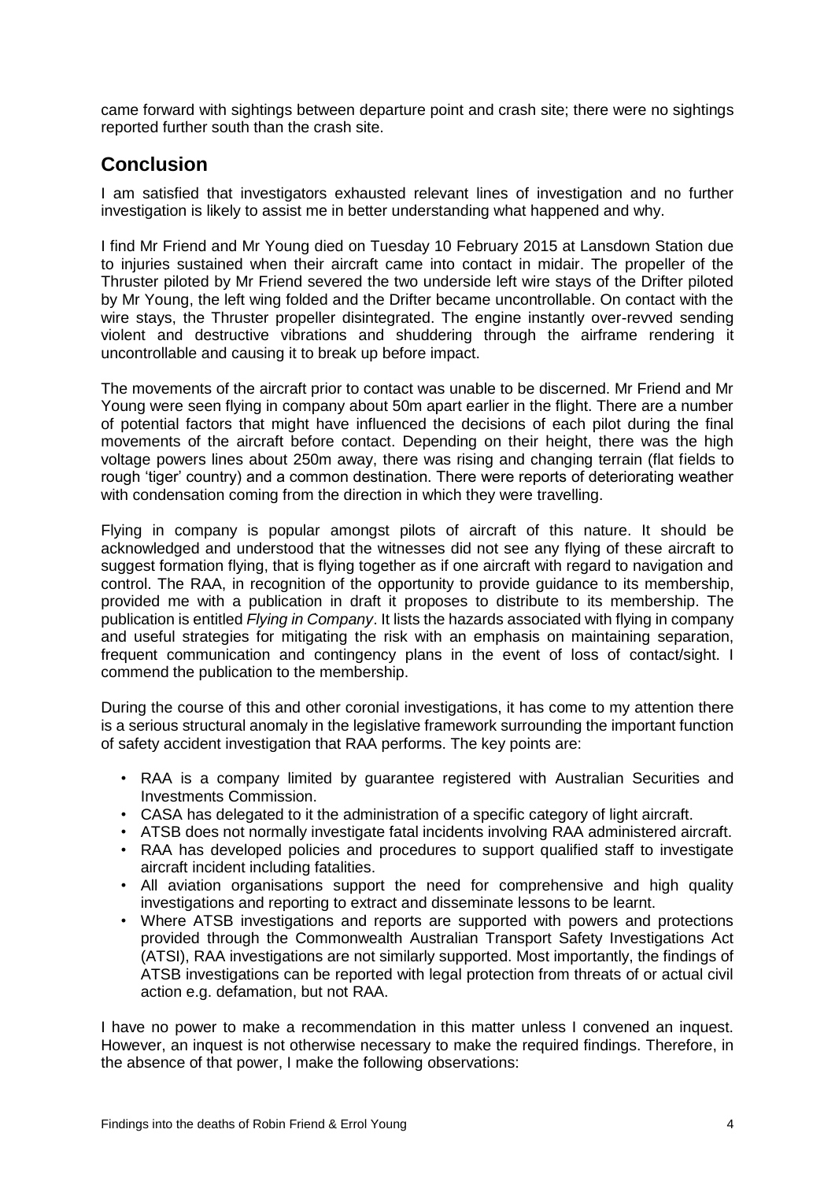came forward with sightings between departure point and crash site; there were no sightings reported further south than the crash site.

## Conclusion

I am satisfied that investigators exhausted relevant lines of investigation and no further investigation is likely to assist me in better understanding what happened and why.

I find Mr Friend and Mr Young died on Tuesday 10 February 2015 at Lansdown Station due to injuries sustained when their aircraft came into contact in midair. The propeller of the Thruster piloted by Mr Friend severed the two underside left wire stays of the Drifter piloted by Mr Young, the left wing folded and the Drifter became uncontrollable. On contact with the wire stays, the Thruster propeller disintegrated. The engine instantly over-revved sending violent and destructive vibrations and shuddering through the airframe rendering it uncontrollable and causing it to break up before impact.

The movements of the aircraft prior to contact was unable to be discerned. Mr Friend and Mr Young were seen flying in company about 50m apart earlier in the flight. There are a number of potential factors that might have influenced the decisions of each pilot during the final movements of the aircraft before contact. Depending on their height, there was the high voltage powers lines about 250m away, there was rising and changing terrain (flat fields to rough 'tiger' country) and a common destination. There were reports of deteriorating weather with condensation coming from the direction in which they were travelling.

Flying in company is popular amongst pilots of aircraft of this nature. It should be acknowledged and understood that the witnesses did not see any flying of these aircraft to suggest formation flying, that is flying together as if one aircraft with regard to navigation and control. The RAA, in recognition of the opportunity to provide guidance to its membership, provided me with a publication in draft it proposes to distribute to its membership. The publication is entitled *Flying in Company*. It lists the hazards associated with flying in company and useful strategies for mitigating the risk with an emphasis on maintaining separation, frequent communication and contingency plans in the event of loss of contact/sight. I commend the publication to the membership.

During the course of this and other coronial investigations, it has come to my attention there is a serious structural anomaly in the legislative framework surrounding the important function of safety accident investigation that RAA performs. The key points are:

- RAA is a company limited by guarantee registered with Australian Securities and Investments Commission.
- CASA has delegated to it the administration of a specific category of light aircraft.
- ATSB does not normally investigate fatal incidents involving RAA administered aircraft.
- RAA has developed policies and procedures to support qualified staff to investigate aircraft incident including fatalities.
- All aviation organisations support the need for comprehensive and high quality investigations and reporting to extract and disseminate lessons to be learnt.
- Where ATSB investigations and reports are supported with powers and protections provided through the Commonwealth Australian Transport Safety Investigations Act (ATSI), RAA investigations are not similarly supported. Most importantly, the findings of ATSB investigations can be reported with legal protection from threats of or actual civil action e.g. defamation, but not RAA.

I have no power to make a recommendation in this matter unless I convened an inquest. However, an inquest is not otherwise necessary to make the required findings. Therefore, in the absence of that power, I make the following observations: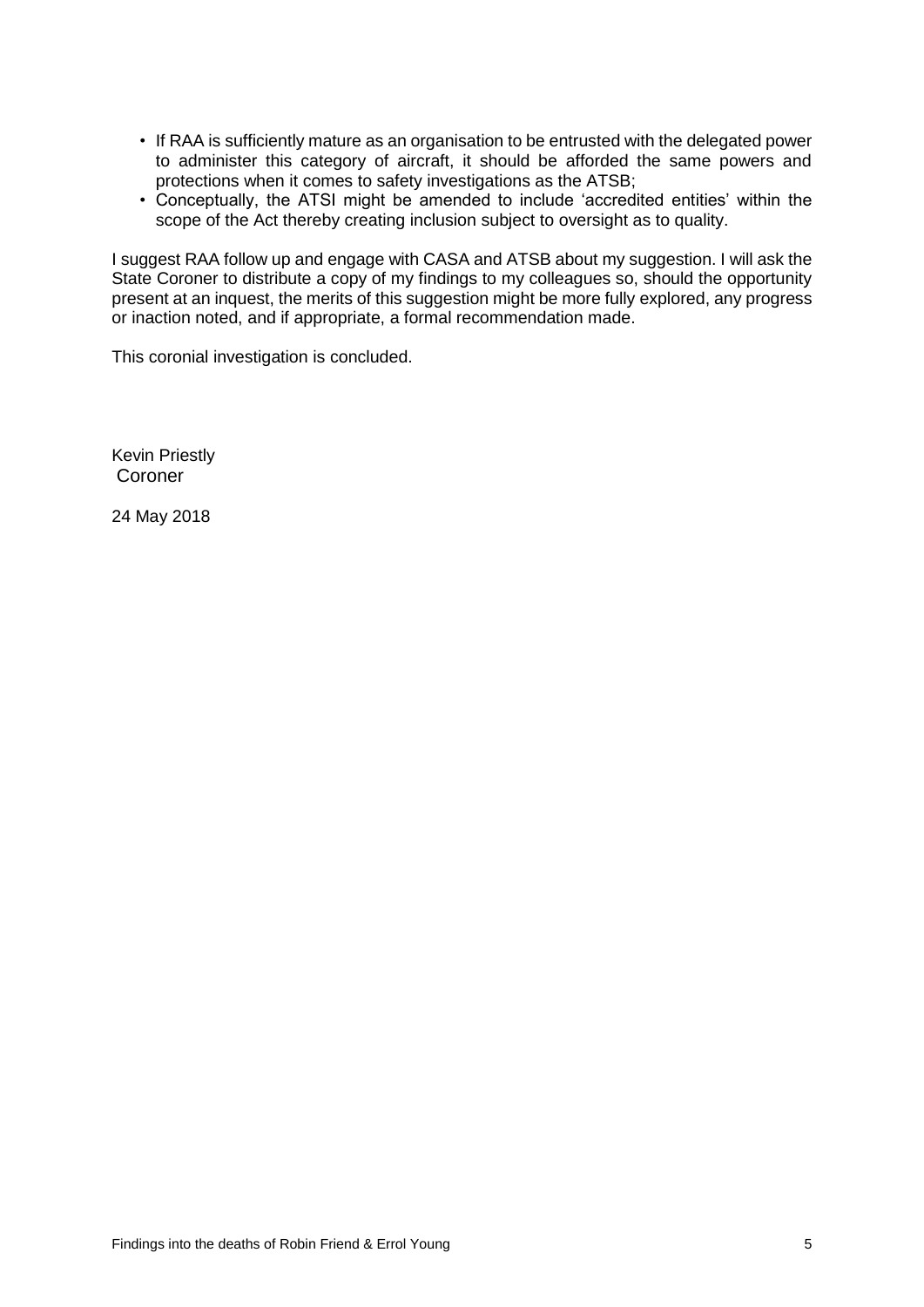- If RAA is sufficiently mature as an organisation to be entrusted with the delegated power to administer this category of aircraft, it should be afforded the same powers and protections when it comes to safety investigations as the ATSB;
- Conceptually, the ATSI might be amended to include 'accredited entities' within the scope of the Act thereby creating inclusion subject to oversight as to quality.

I suggest RAA follow up and engage with CASA and ATSB about my suggestion. I will ask the State Coroner to distribute a copy of my findings to my colleagues so, should the opportunity present at an inquest, the merits of this suggestion might be more fully explored, any progress or inaction noted, and if appropriate, a formal recommendation made.

This coronial investigation is concluded.

Kevin Priestly
Coroner

24 May 2018